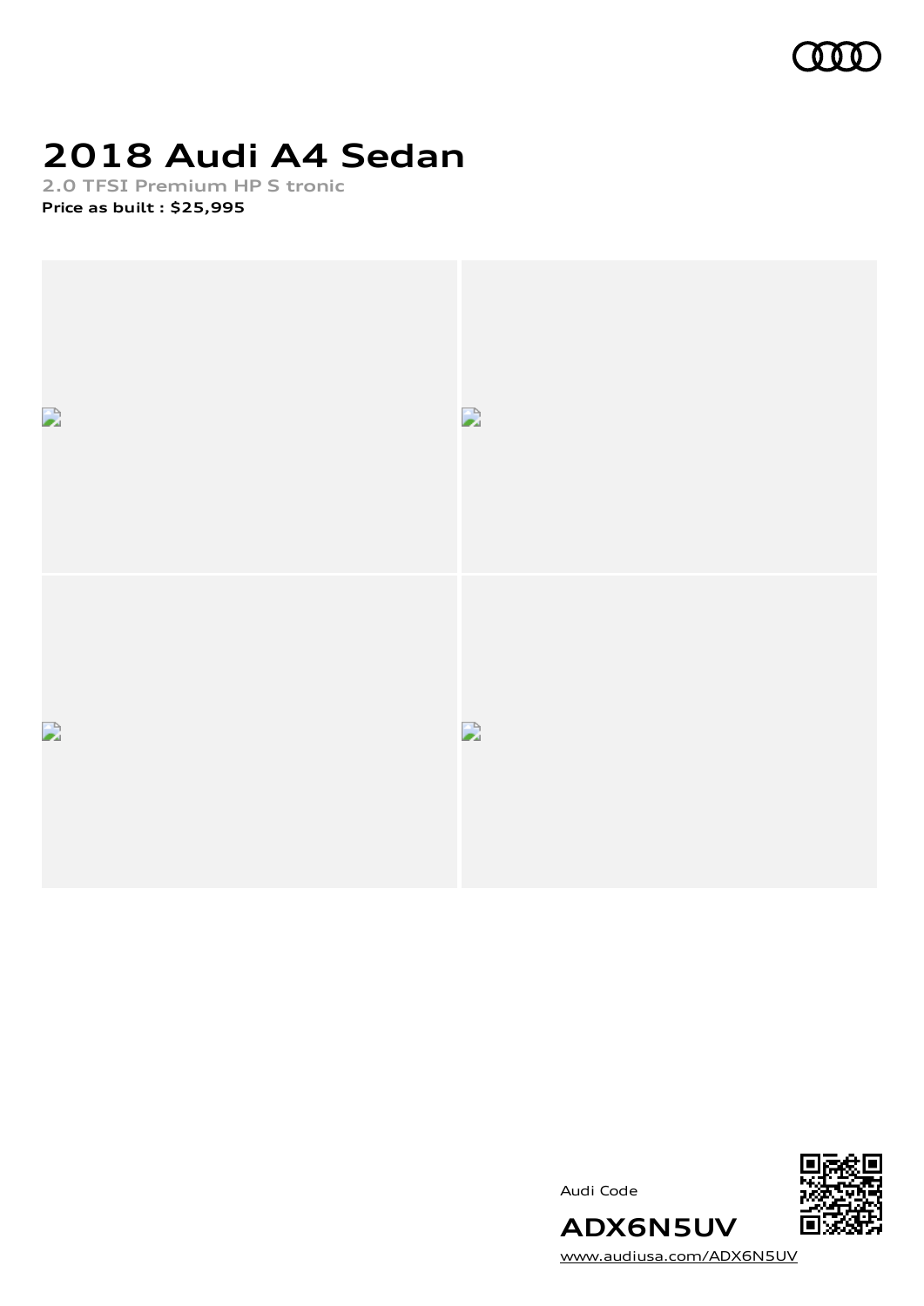# 2018 Audi A4 Sedan

**2.0 TFSI Premium HP S tronic**

**Price as built : $25,995**

Audi Code

**ADX6N5UV**

www.audiusa.com/ADX6N5UV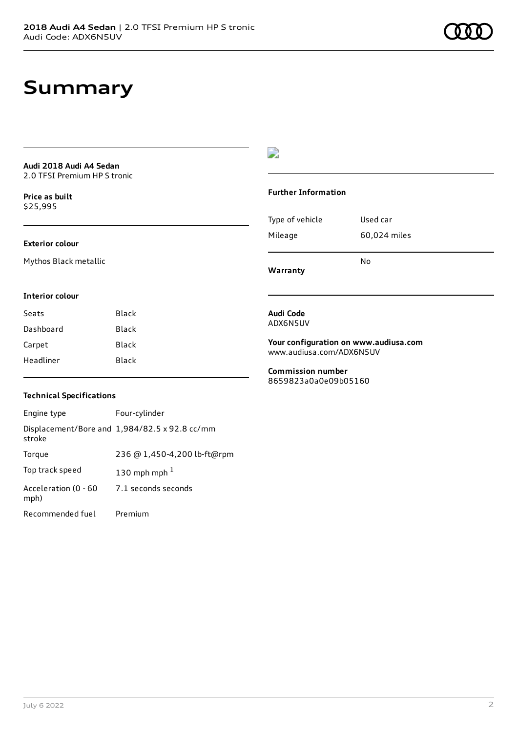# Summary

**Audi 2018 Audi A4 Sedan**
2.0 TFSI Premium HP S tronic

**Price as built**
$25,995

### Exterior colour

Mythos Black metallic

### Interior colour

| | |
|---|---|
| Seats | Black |
| Dashboard | Black |
| Carpet | Black |
| Headliner | Black |

### Technical Specifications

| | |
|---|---|
| Engine type | Four-cylinder |
| Displacement/Bore and stroke | 1,984/82.5 x 92.8 cc/mm |
| Torque | 236 @ 1,450-4,200 lb-ft@rpm |
| Top track speed | 130 mph mph [1] |
| Acceleration (0 - 60 mph) | 7.1 seconds seconds |
| Recommended fuel | Premium |

### Further Information

| | |
|---|---|
| Type of vehicle | Used car |
| Mileage | 60,024 miles |
| Warranty | No |

**Audi Code**
ADX6N5UV

**Your configuration on www.audiusa.com**
www.audiusa.com/ADX6N5UV

**Commission number**
8659823a0a0e09b05160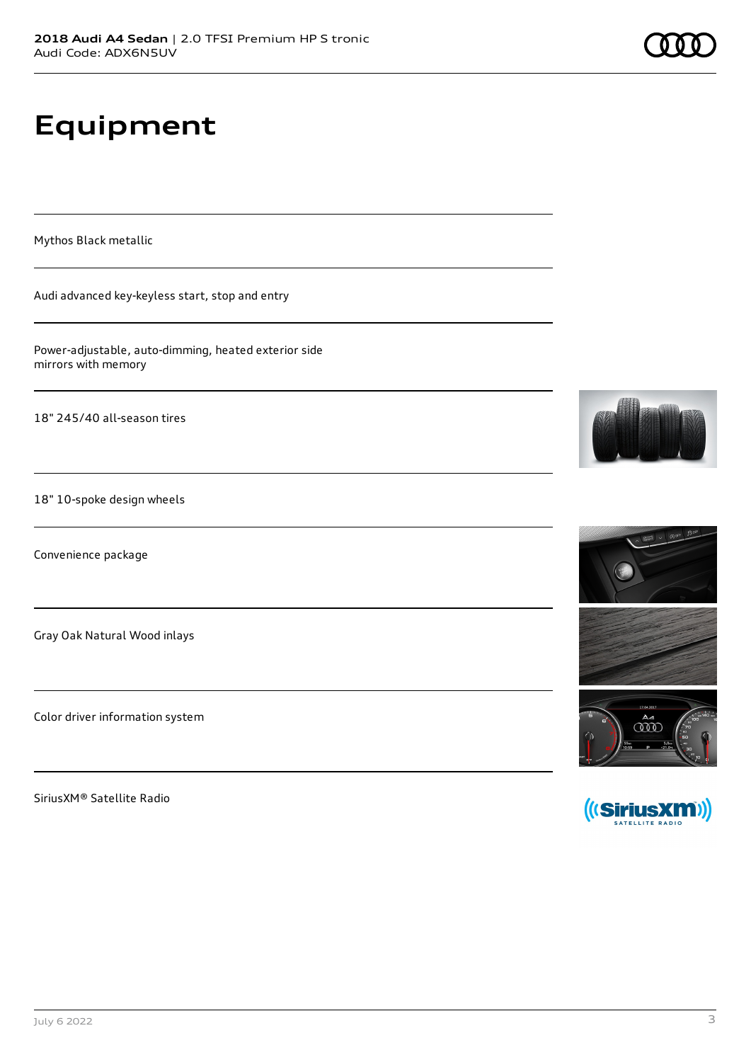# Equipment

Mythos Black metallic

Audi advanced key-keyless start, stop and entry

Power-adjustable, auto-dimming, heated exterior side mirrors with memory

18" 245/40 all-season tires

18" 10-spoke design wheels

Convenience package

Gray Oak Natural Wood inlays

Color driver information system

SiriusXM® Satellite Radio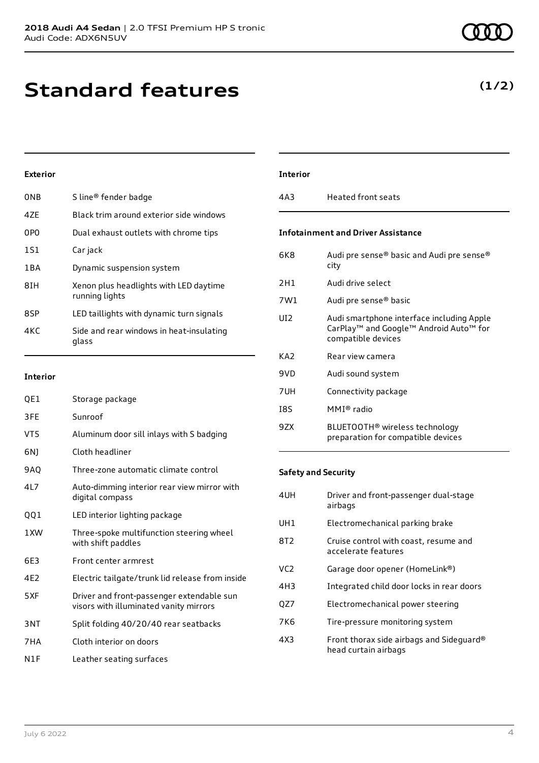# Standard features

**(1/2)**

#### Exterior

| | |
|---|---|
| 0NB | S line® fender badge |
| 4ZE | Black trim around exterior side windows |
| 0P0 | Dual exhaust outlets with chrome tips |
| 1S1 | Car jack |
| 1BA | Dynamic suspension system |
| 8IH | Xenon plus headlights with LED daytime running lights |
| 8SP | LED taillights with dynamic turn signals |
| 4KC | Side and rear windows in heat-insulating glass |

#### Interior

| | |
|---|---|
| QE1 | Storage package |
| 3FE | Sunroof |
| VT5 | Aluminum door sill inlays with S badging |
| 6NJ | Cloth headliner |
| 9AQ | Three-zone automatic climate control |
| 4L7 | Auto-dimming interior rear view mirror with digital compass |
| QQ1 | LED interior lighting package |
| 1XW | Three-spoke multifunction steering wheel with shift paddles |
| 6E3 | Front center armrest |
| 4E2 | Electric tailgate/trunk lid release from inside |
| 5XF | Driver and front-passenger extendable sun visors with illuminated vanity mirrors |
| 3NT | Split folding 40/20/40 rear seatbacks |
| 7HA | Cloth interior on doors |
| N1F | Leather seating surfaces |

#### Interior

| | |
|---|---|
| 4A3 | Heated front seats |

#### Infotainment and Driver Assistance

| | |
|---|---|
| 6K8 | Audi pre sense® basic and Audi pre sense® city |
| 2H1 | Audi drive select |
| 7W1 | Audi pre sense® basic |
| UI2 | Audi smartphone interface including Apple CarPlay™ and Google™ Android Auto™ for compatible devices |
| KA2 | Rear view camera |
| 9VD | Audi sound system |
| 7UH | Connectivity package |
| I8S | MMI® radio |
| 9ZX | BLUETOOTH® wireless technology preparation for compatible devices |

#### Safety and Security

| | |
|---|---|
| 4UH | Driver and front-passenger dual-stage airbags |
| UH1 | Electromechanical parking brake |
| 8T2 | Cruise control with coast, resume and accelerate features |
| VC2 | Garage door opener (HomeLink®) |
| 4H3 | Integrated child door locks in rear doors |
| QZ7 | Electromechanical power steering |
| 7K6 | Tire-pressure monitoring system |
| 4X3 | Front thorax side airbags and Sideguard® head curtain airbags |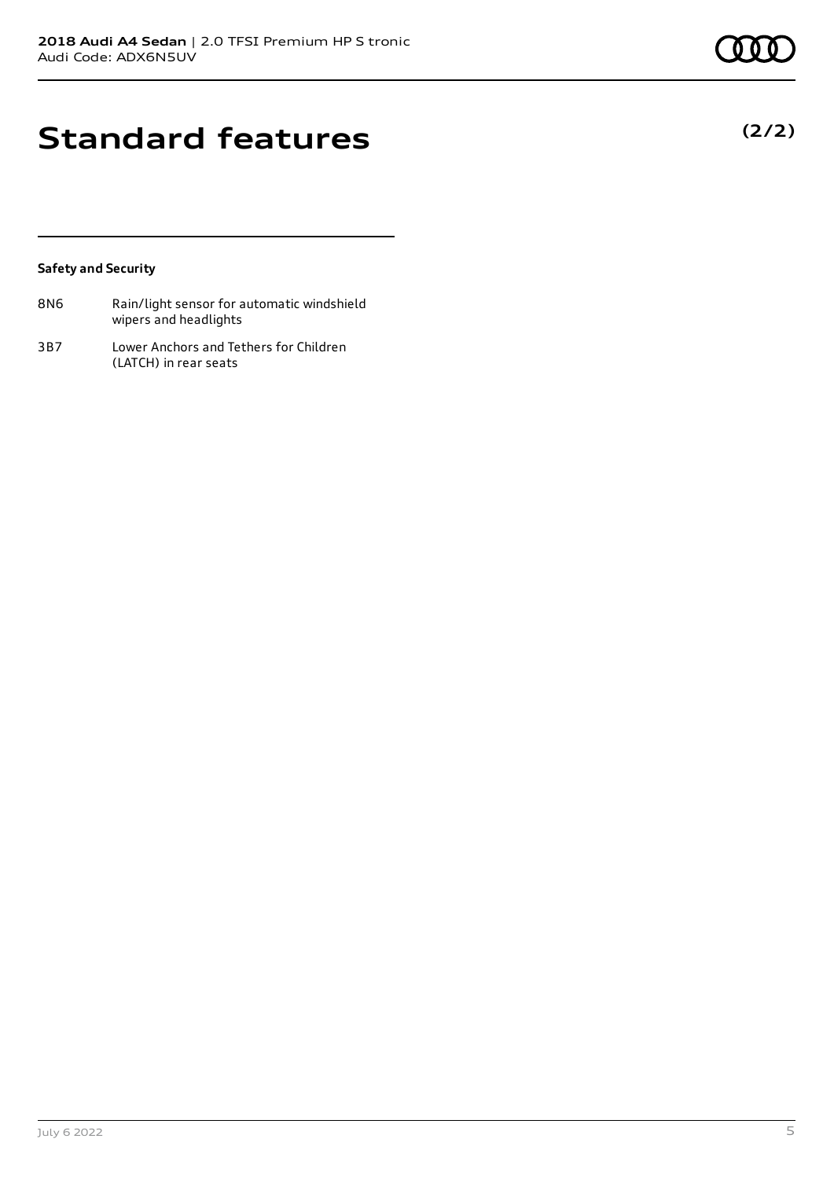# Standard features

**(2/2)**

### Safety and Security

| | |
|---|---|
| 8N6 | Rain/light sensor for automatic windshield wipers and headlights |
| 3B7 | Lower Anchors and Tethers for Children (LATCH) in rear seats |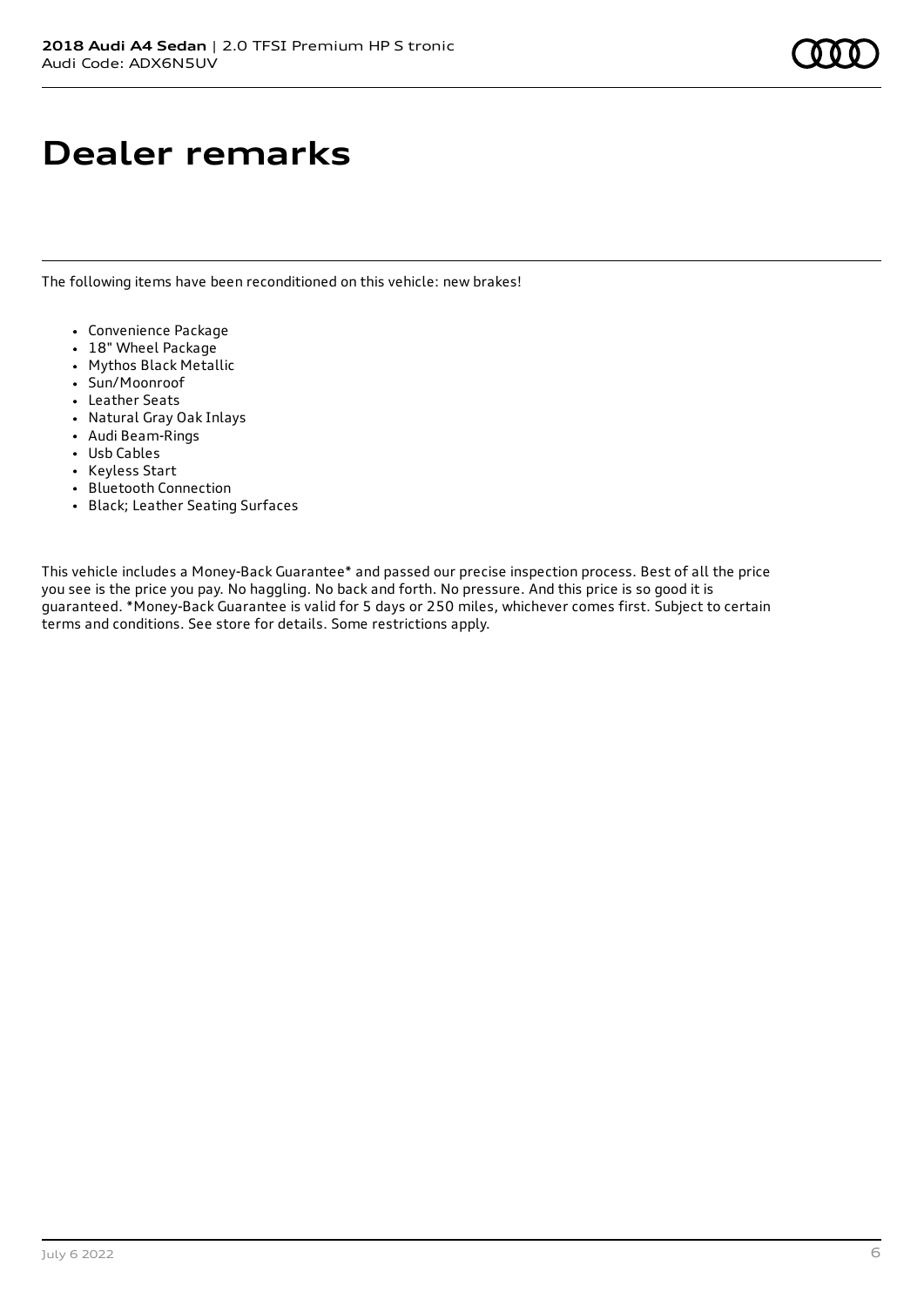# Dealer remarks

The following items have been reconditioned on this vehicle: new brakes!

- Convenience Package
- 18" Wheel Package
- Mythos Black Metallic
- Sun/Moonroof
- Leather Seats
- Natural Gray Oak Inlays
- Audi Beam-Rings
- Usb Cables
- Keyless Start
- Bluetooth Connection
- Black; Leather Seating Surfaces

This vehicle includes a Money-Back Guarantee* and passed our precise inspection process. Best of all the price you see is the price you pay. No haggling. No back and forth. No pressure. And this price is so good it is guaranteed. *Money-Back Guarantee is valid for 5 days or 250 miles, whichever comes first. Subject to certain terms and conditions. See store for details. Some restrictions apply.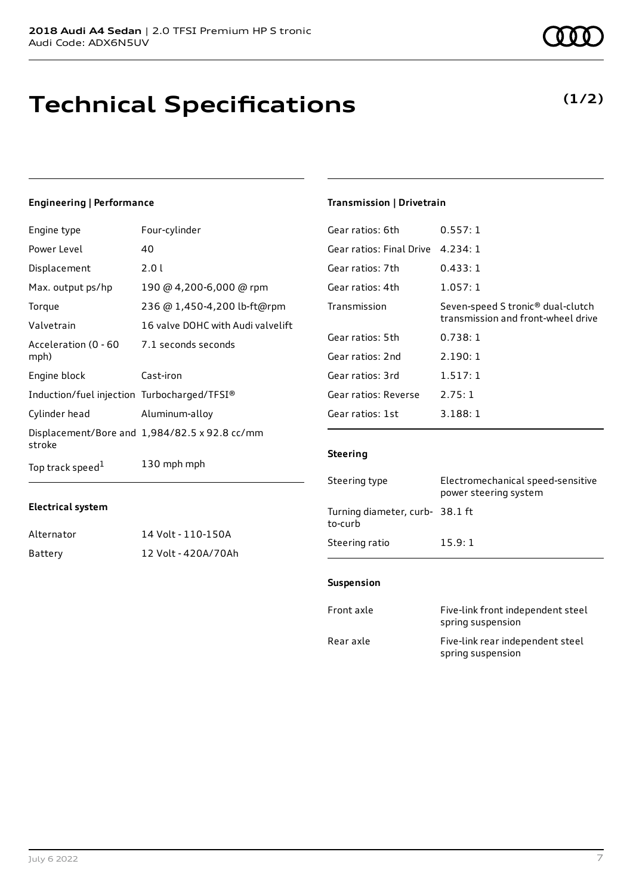**2018 Audi A4 Sedan** | 2.0 TFSI Premium HP S tronic
Audi Code: ADX6N5UV

# Technical Specifications

**(1/2)**

### Engineering | Performance

| | |
|---|---|
| Engine type | Four-cylinder |
| Power Level | 40 |
| Displacement | 2.0 l |
| Max. output ps/hp | 190 @ 4,200-6,000 @ rpm |
| Torque | 236 @ 1,450-4,200 lb-ft@rpm |
| Valvetrain | 16 valve DOHC with Audi valvelift |
| Acceleration (0 - 60 mph) | 7.1 seconds seconds |
| Engine block | Cast-iron |
| Induction/fuel injection | Turbocharged/TFSI® |
| Cylinder head | Aluminum-alloy |
| Displacement/Bore and stroke | 1,984/82.5 x 92.8 cc/mm |
| Top track speed[1] | 130 mph mph |

### Electrical system

| | |
|---|---|
| Alternator | 14 Volt - 110-150A |
| Battery | 12 Volt - 420A/70Ah |

### Transmission | Drivetrain

| | |
|---|---|
| Gear ratios: 6th | 0.557: 1 |
| Gear ratios: Final Drive | 4.234: 1 |
| Gear ratios: 7th | 0.433: 1 |
| Gear ratios: 4th | 1.057: 1 |
| Transmission | Seven-speed S tronic® dual-clutch transmission and front-wheel drive |
| Gear ratios: 5th | 0.738: 1 |
| Gear ratios: 2nd | 2.190: 1 |
| Gear ratios: 3rd | 1.517: 1 |
| Gear ratios: Reverse | 2.75: 1 |
| Gear ratios: 1st | 3.188: 1 |

### Steering

| | |
|---|---|
| Steering type | Electromechanical speed-sensitive power steering system |
| Turning diameter, curb-to-curb | 38.1 ft |
| Steering ratio | 15.9: 1 |

### Suspension

| | |
|---|---|
| Front axle | Five-link front independent steel spring suspension |
| Rear axle | Five-link rear independent steel spring suspension |

July 6 2022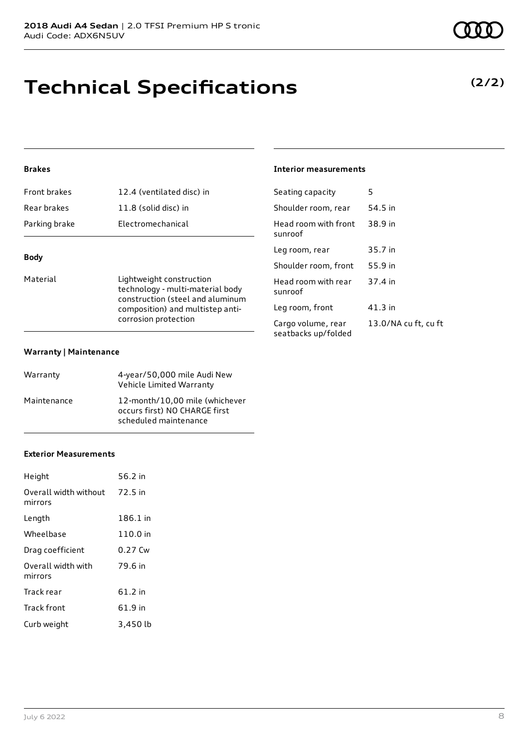# Technical Specifications

**(2/2)**

### Brakes

| | |
|---|---|
| Front brakes | 12.4 (ventilated disc) in |
| Rear brakes | 11.8 (solid disc) in |
| Parking brake | Electromechanical |

### Body

| | |
|---|---|
| Material | Lightweight construction technology - multi-material body construction (steel and aluminum composition) and multistep anti-corrosion protection |

### Warranty | Maintenance

| | |
|---|---|
| Warranty | 4-year/50,000 mile Audi New Vehicle Limited Warranty |
| Maintenance | 12-month/10,00 mile (whichever occurs first) NO CHARGE first scheduled maintenance |

### Exterior Measurements

| | |
|---|---|
| Height | 56.2 in |
| Overall width without mirrors | 72.5 in |
| Length | 186.1 in |
| Wheelbase | 110.0 in |
| Drag coefficient | 0.27 Cw |
| Overall width with mirrors | 79.6 in |
| Track rear | 61.2 in |
| Track front | 61.9 in |
| Curb weight | 3,450 lb |

### Interior measurements

| | |
|---|---|
| Seating capacity | 5 |
| Shoulder room, rear | 54.5 in |
| Head room with front sunroof | 38.9 in |
| Leg room, rear | 35.7 in |
| Shoulder room, front | 55.9 in |
| Head room with rear sunroof | 37.4 in |
| Leg room, front | 41.3 in |
| Cargo volume, rear seatbacks up/folded | 13.0/NA cu ft, cu ft |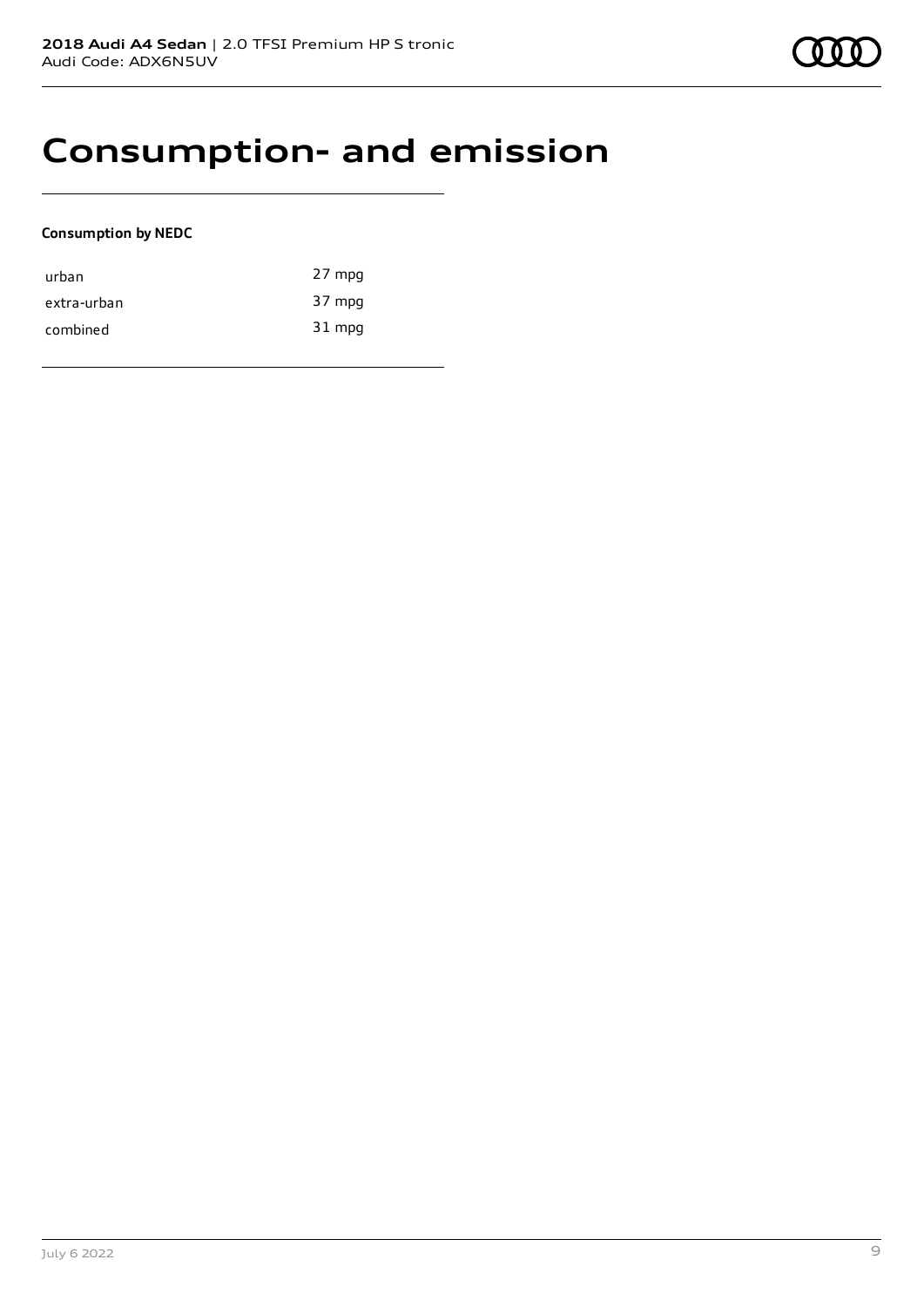# Consumption- and emission

**Consumption by NEDC**

| | |
|---|---|
| urban | 27 mpg |
| extra-urban | 37 mpg |
| combined | 31 mpg |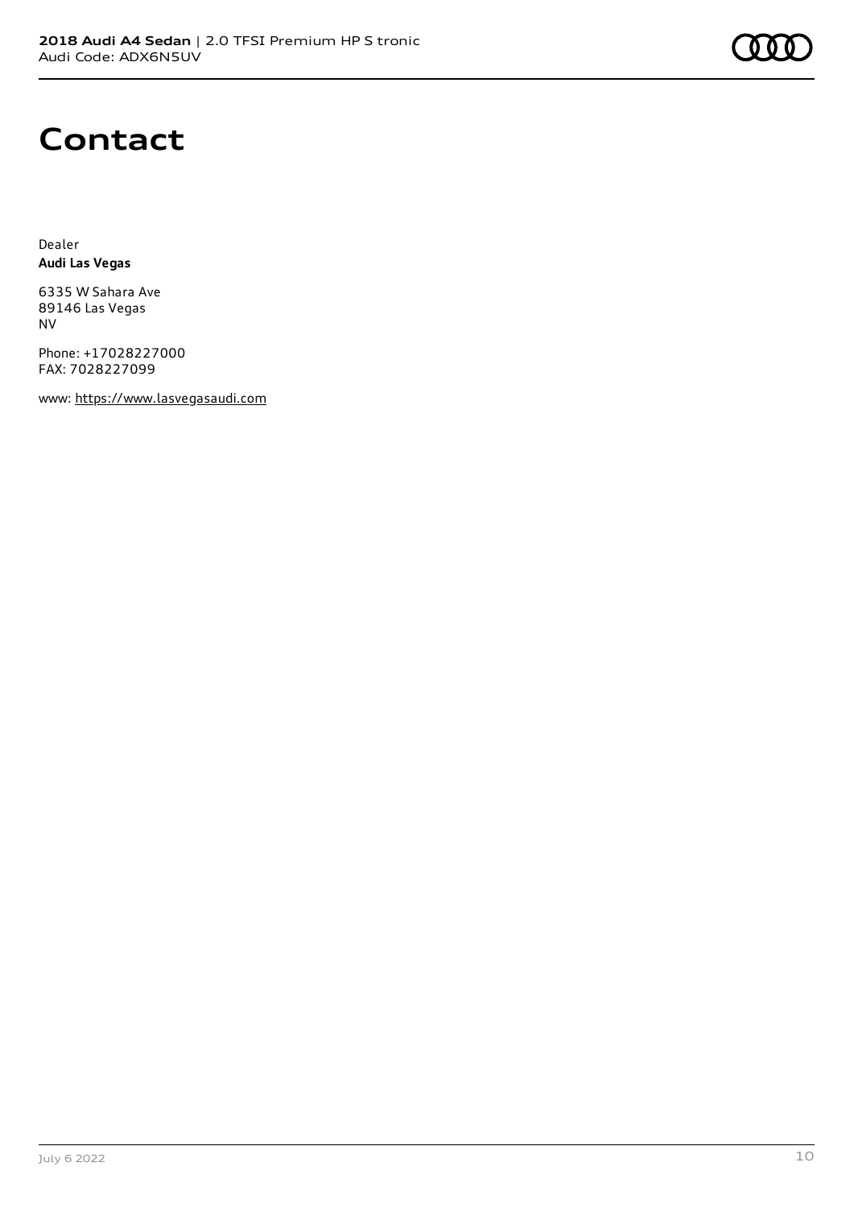# Contact

Dealer
**Audi Las Vegas**

6335 W Sahara Ave
89146 Las Vegas
NV

Phone: +17028227000
FAX: 7028227099

www: https://www.lasvegasaudi.com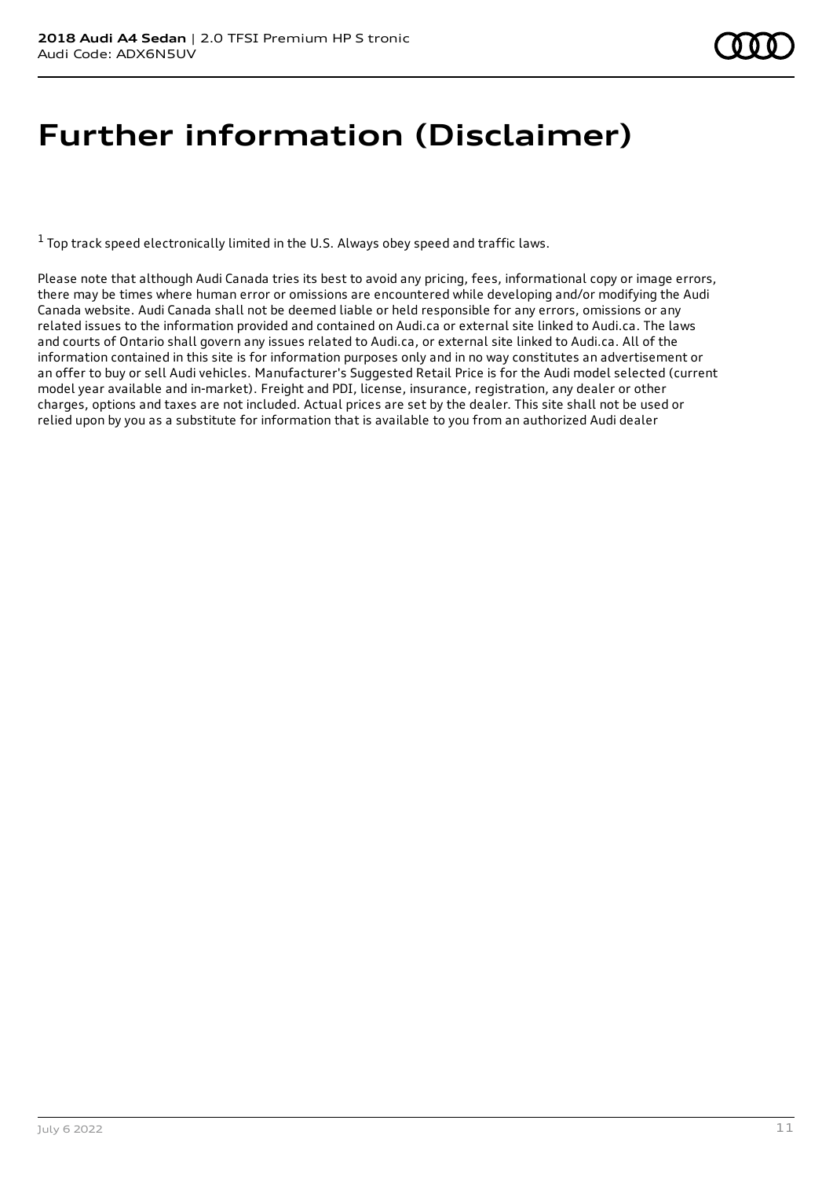# Further information (Disclaimer)

[1] Top track speed electronically limited in the U.S. Always obey speed and traffic laws.

Please note that although Audi Canada tries its best to avoid any pricing, fees, informational copy or image errors, there may be times where human error or omissions are encountered while developing and/or modifying the Audi Canada website. Audi Canada shall not be deemed liable or held responsible for any errors, omissions or any related issues to the information provided and contained on Audi.ca or external site linked to Audi.ca. The laws and courts of Ontario shall govern any issues related to Audi.ca, or external site linked to Audi.ca. All of the information contained in this site is for information purposes only and in no way constitutes an advertisement or an offer to buy or sell Audi vehicles. Manufacturer's Suggested Retail Price is for the Audi model selected (current model year available and in-market). Freight and PDI, license, insurance, registration, any dealer or other charges, options and taxes are not included. Actual prices are set by the dealer. This site shall not be used or relied upon by you as a substitute for information that is available to you from an authorized Audi dealer